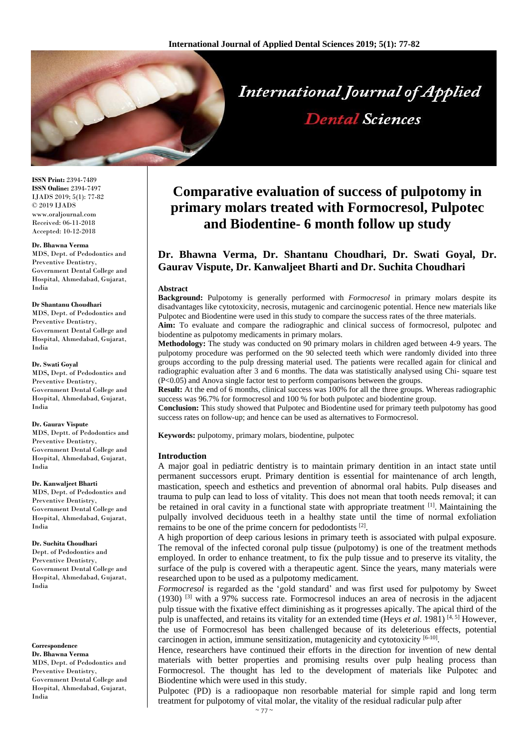**ISSN Print:** 2394-7489
**ISSN Online:** 2394-7497
IJADS 2019; 5(1): 77-82
© 2019 IJADS
www.oraljournal.com
Received: 06-11-2018
Accepted: 10-12-2018

**Dr. Bhawna Verma**
MDS, Dept. of Pedodontics and Preventive Dentistry, Government Dental College and Hospital, Ahmedabad, Gujarat, India

**Dr Shantanu Choudhari**
MDS, Dept. of Pedodontics and Preventive Dentistry, Government Dental College and Hospital, Ahmedabad, Gujarat, India

**Dr. Swati Goyal**
MDS, Dept. of Pedodontics and Preventive Dentistry, Government Dental College and Hospital, Ahmedabad, Gujarat, India

**Dr. Gaurav Vispute**
MDS, Deptt. of Pedodontics and Preventive Dentistry, Government Dental College and Hospital, Ahmedabad, Gujarat, India

**Dr. Kanwaljeet Bharti**
MDS, Dept. of Pedodontics and Preventive Dentistry, Government Dental College and Hospital, Ahmedabad, Gujarat, India

**Dr. Suchita Choudhari**
Dept. of Pedodontics and Preventive Dentistry, Government Dental College and Hospital, Ahmedabad, Gujarat, India

**Correspondence**
**Dr. Bhawna Verma**
MDS, Dept. of Pedodontics and Preventive Dentistry, Government Dental College and Hospital, Ahmedabad, Gujarat, India

# Comparative evaluation of success of pulpotomy in primary molars treated with Formocresol, Pulpotec and Biodentine- 6 month follow up study

## Dr. Bhawna Verma, Dr. Shantanu Choudhari, Dr. Swati Goyal, Dr. Gaurav Vispute, Dr. Kanwaljeet Bharti and Dr. Suchita Choudhari

### Abstract

**Background:** Pulpotomy is generally performed with *Formocresol* in primary molars despite its disadvantages like cytotoxicity, necrosis, mutagenic and carcinogenic potential. Hence new materials like Pulpotec and Biodentine were used in this study to compare the success rates of the three materials.

**Aim:** To evaluate and compare the radiographic and clinical success of formocresol, pulpotec and biodentine as pulpotomy medicaments in primary molars.

**Methodology:** The study was conducted on 90 primary molars in children aged between 4-9 years. The pulpotomy procedure was performed on the 90 selected teeth which were randomly divided into three groups according to the pulp dressing material used. The patients were recalled again for clinical and radiographic evaluation after 3 and 6 months. The data was statistically analysed using Chi- square test ($P<0.05$) and Anova single factor test to perform comparisons between the groups.

**Result:** At the end of 6 months, clinical success was 100% for all the three groups. Whereas radiographic success was 96.7% for formocresol and 100 % for both pulpotec and biodentine group.

**Conclusion:** This study showed that Pulpotec and Biodentine used for primary teeth pulpotomy has good success rates on follow-up; and hence can be used as alternatives to Formocresol.

**Keywords:** pulpotomy, primary molars, biodentine, pulpotec

### Introduction

A major goal in pediatric dentistry is to maintain primary dentition in an intact state until permanent successors erupt. Primary dentition is essential for maintenance of arch length, mastication, speech and esthetics and prevention of abnormal oral habits. Pulp diseases and trauma to pulp can lead to loss of vitality. This does not mean that tooth needs removal; it can be retained in oral cavity in a functional state with appropriate treatment [1]. Maintaining the pulpally involved deciduous teeth in a healthy state until the time of normal exfoliation remains to be one of the prime concern for pedodontists [2].

A high proportion of deep carious lesions in primary teeth is associated with pulpal exposure. The removal of the infected coronal pulp tissue (pulpotomy) is one of the treatment methods employed. In order to enhance treatment, to fix the pulp tissue and to preserve its vitality, the surface of the pulp is covered with a therapeutic agent. Since the years, many materials were researched upon to be used as a pulpotomy medicament.

*Formocresol* is regarded as the 'gold standard' and was first used for pulpotomy by Sweet (1930) [3] with a 97% success rate. Formocresol induces an area of necrosis in the adjacent pulp tissue with the fixative effect diminishing as it progresses apically. The apical third of the pulp is unaffected, and retains its vitality for an extended time (Heys *et al*. 1981) [4, 5] However, the use of Formocresol has been challenged because of its deleterious effects, potential carcinogen in action, immune sensitization, mutagenicity and cytotoxicity [6-10].

Hence, researchers have continued their efforts in the direction for invention of new dental materials with better properties and promising results over pulp healing process than Formocresol. The thought has led to the development of materials like Pulpotec and Biodentine which were used in this study.

Pulpotec (PD) is a radioopaque non resorbable material for simple rapid and long term treatment for pulpotomy of vital molar, the vitality of the residual radicular pulp after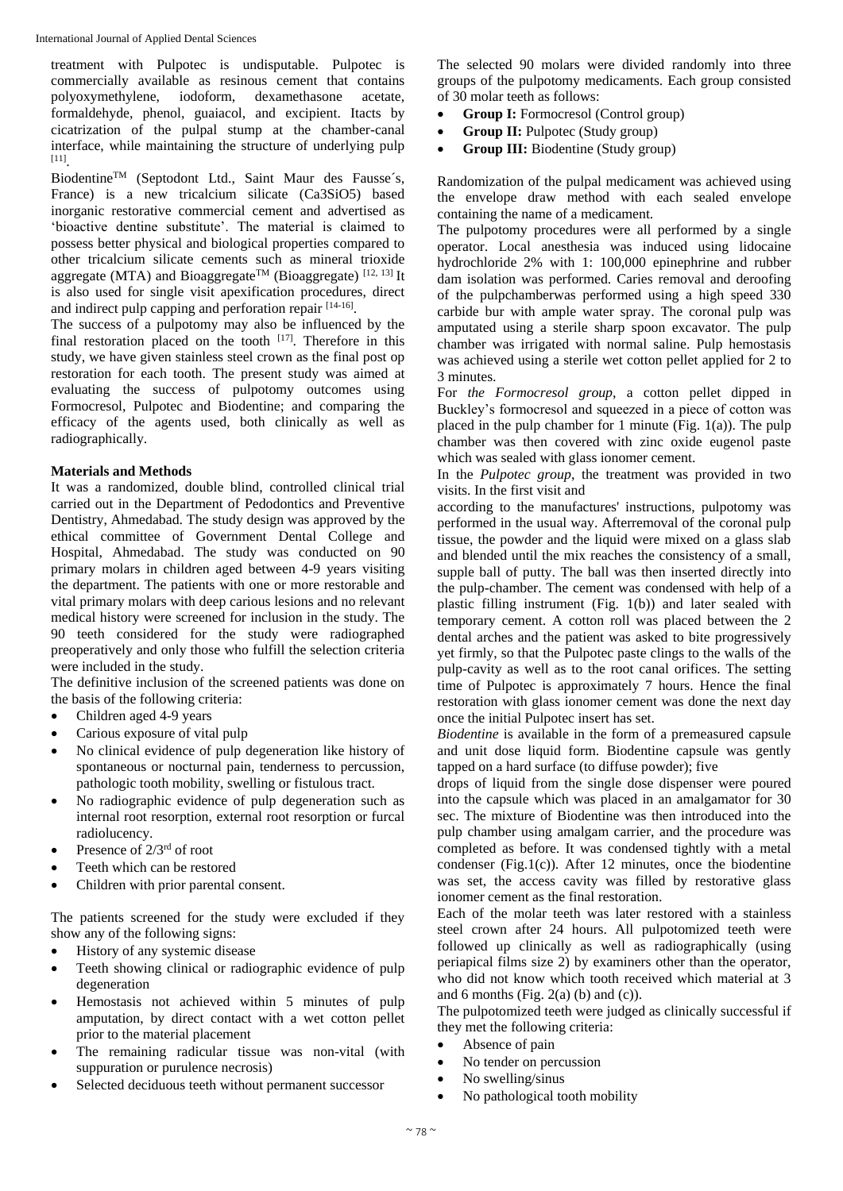treatment with Pulpotec is undisputable. Pulpotec is commercially available as resinous cement that contains polyoxymethylene, iodoform, dexamethasone acetate, formaldehyde, phenol, guaiacol, and excipient. Itacts by cicatrization of the pulpal stump at the chamber-canal interface, while maintaining the structure of underlying pulp [11].

Biodentine™ (Septodont Ltd., Saint Maur des Fausse´s, France) is a new tricalcium silicate ($Ca3SiO5$) based inorganic restorative commercial cement and advertised as 'bioactive dentine substitute'. The material is claimed to possess better physical and biological properties compared to other tricalcium silicate cements such as mineral trioxide aggregate (MTA) and Bioaggregate™ (Bioaggregate) [12, 13] It is also used for single visit apexification procedures, direct and indirect pulp capping and perforation repair [14-16].

The success of a pulpotomy may also be influenced by the final restoration placed on the tooth [17]. Therefore in this study, we have given stainless steel crown as the final post op restoration for each tooth. The present study was aimed at evaluating the success of pulpotomy outcomes using Formocresol, Pulpotec and Biodentine; and comparing the efficacy of the agents used, both clinically as well as radiographically.

## Materials and Methods

It was a randomized, double blind, controlled clinical trial carried out in the Department of Pedodontics and Preventive Dentistry, Ahmedabad. The study design was approved by the ethical committee of Government Dental College and Hospital, Ahmedabad. The study was conducted on 90 primary molars in children aged between 4-9 years visiting the department. The patients with one or more restorable and vital primary molars with deep carious lesions and no relevant medical history were screened for inclusion in the study. The 90 teeth considered for the study were radiographed preoperatively and only those who fulfill the selection criteria were included in the study.

The definitive inclusion of the screened patients was done on the basis of the following criteria:

- Children aged 4-9 years
- Carious exposure of vital pulp
- No clinical evidence of pulp degeneration like history of spontaneous or nocturnal pain, tenderness to percussion, pathologic tooth mobility, swelling or fistulous tract.
- No radiographic evidence of pulp degeneration such as internal root resorption, external root resorption or furcal radiolucency.
- Presence of 2/3rd of root
- Teeth which can be restored
- Children with prior parental consent.

The patients screened for the study were excluded if they show any of the following signs:

- History of any systemic disease
- Teeth showing clinical or radiographic evidence of pulp degeneration
- Hemostasis not achieved within 5 minutes of pulp amputation, by direct contact with a wet cotton pellet prior to the material placement
- The remaining radicular tissue was non-vital (with suppuration or purulence necrosis)
- Selected deciduous teeth without permanent successor

The selected 90 molars were divided randomly into three groups of the pulpotomy medicaments. Each group consisted of 30 molar teeth as follows:

- **Group I:** Formocresol (Control group)
- **Group II:** Pulpotec (Study group)
- **Group III:** Biodentine (Study group)

Randomization of the pulpal medicament was achieved using the envelope draw method with each sealed envelope containing the name of a medicament.

The pulpotomy procedures were all performed by a single operator. Local anesthesia was induced using lidocaine hydrochloride 2% with 1: 100,000 epinephrine and rubber dam isolation was performed. Caries removal and deroofing of the pulpchamberwas performed using a high speed 330 carbide bur with ample water spray. The coronal pulp was amputated using a sterile sharp spoon excavator. The pulp chamber was irrigated with normal saline. Pulp hemostasis was achieved using a sterile wet cotton pellet applied for 2 to 3 minutes.

For *the Formocresol group*, a cotton pellet dipped in Buckley's formocresol and squeezed in a piece of cotton was placed in the pulp chamber for 1 minute (Fig. 1(a)). The pulp chamber was then covered with zinc oxide eugenol paste which was sealed with glass ionomer cement.

In the *Pulpotec group*, the treatment was provided in two visits. In the first visit and according to the manufactures' instructions, pulpotomy was performed in the usual way. Afterremoval of the coronal pulp tissue, the powder and the liquid were mixed on a glass slab and blended until the mix reaches the consistency of a small, supple ball of putty. The ball was then inserted directly into the pulp-chamber. The cement was condensed with help of a plastic filling instrument (Fig. 1(b)) and later sealed with temporary cement. A cotton roll was placed between the 2 dental arches and the patient was asked to bite progressively yet firmly, so that the Pulpotec paste clings to the walls of the pulp-cavity as well as to the root canal orifices. The setting time of Pulpotec is approximately 7 hours. Hence the final restoration with glass ionomer cement was done the next day once the initial Pulpotec insert has set.

*Biodentine* is available in the form of a premeasured capsule and unit dose liquid form. Biodentine capsule was gently tapped on a hard surface (to diffuse powder); five drops of liquid from the single dose dispenser were poured into the capsule which was placed in an amalgamator for 30 sec. The mixture of Biodentine was then introduced into the pulp chamber using amalgam carrier, and the procedure was completed as before. It was condensed tightly with a metal condenser (Fig.1(c)). After 12 minutes, once the biodentine was set, the access cavity was filled by restorative glass ionomer cement as the final restoration.

Each of the molar teeth was later restored with a stainless steel crown after 24 hours. All pulpotomized teeth were followed up clinically as well as radiographically (using periapical films size 2) by examiners other than the operator, who did not know which tooth received which material at 3 and 6 months (Fig. 2(a) (b) and (c)).

The pulpotomized teeth were judged as clinically successful if they met the following criteria:

- Absence of pain
- No tender on percussion
- No swelling/sinus
- No pathological tooth mobility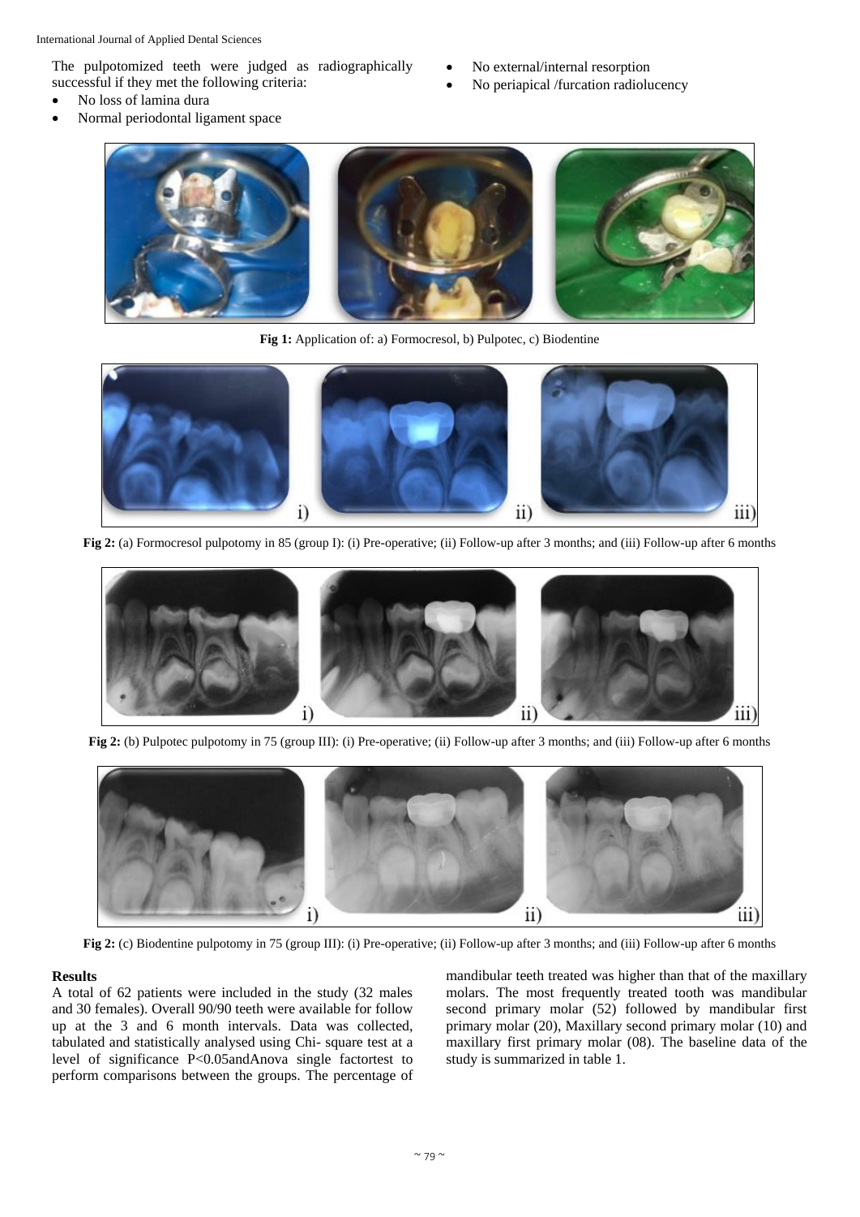The pulpotomized teeth were judged as radiographically successful if they met the following criteria:

- No loss of lamina dura
- Normal periodontal ligament space
- No external/internal resorption
- No periapical /furcation radiolucency

**Fig 1:** Application of: a) Formocresol, b) Pulpotec, c) Biodentine

**Fig 2:** (a) Formocresol pulpotomy in 85 (group I): (i) Pre-operative; (ii) Follow-up after 3 months; and (iii) Follow-up after 6 months

**Fig 2:** (b) Pulpotec pulpotomy in 75 (group III): (i) Pre-operative; (ii) Follow-up after 3 months; and (iii) Follow-up after 6 months

**Fig 2:** (c) Biodentine pulpotomy in 75 (group III): (i) Pre-operative; (ii) Follow-up after 3 months; and (iii) Follow-up after 6 months

## Results

A total of 62 patients were included in the study (32 males and 30 females). Overall 90/90 teeth were available for follow up at the 3 and 6 month intervals. Data was collected, tabulated and statistically analysed using Chi- square test at a level of significance P<0.05andAnova single factortest to perform comparisons between the groups. The percentage of mandibular teeth treated was higher than that of the maxillary molars. The most frequently treated tooth was mandibular second primary molar (52) followed by mandibular first primary molar (20), Maxillary second primary molar (10) and maxillary first primary molar (08). The baseline data of the study is summarized in table 1.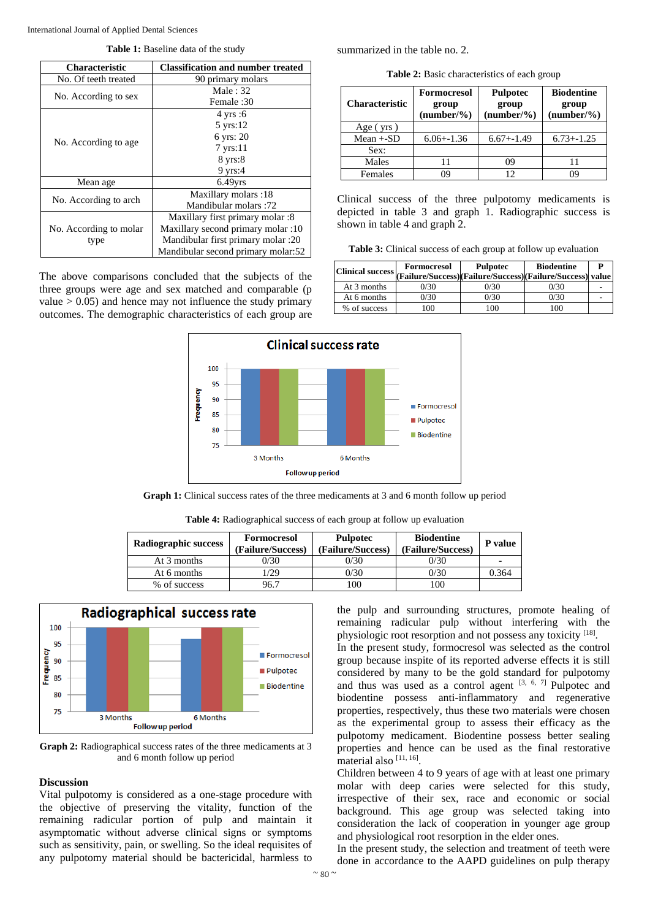**Table 1:** Baseline data of the study

| Characteristic | Classification and number treated |
|---|---|
| No. Of teeth treated | 90 primary molars |
| No. According to sex | Male : 32<br>Female :30 |
| No. According to age | 4 yrs :6<br>5 yrs:12<br>6 yrs: 20<br>7 yrs:11<br>8 yrs:8<br>9 yrs:4 |
| Mean age | 6.49yrs |
| No. According to arch | Maxillary molars :18<br>Mandibular molars :72 |
| No. According to molar type | Maxillary first primary molar :8<br>Maxillary second primary molar :10<br>Mandibular first primary molar :20<br>Mandibular second primary molar:52 |

The above comparisons concluded that the subjects of the three groups were age and sex matched and comparable (p value > 0.05) and hence may not influence the study primary outcomes. The demographic characteristics of each group are summarized in the table no. 2.

**Table 2:** Basic characteristics of each group

| Characteristic | Formocresol group (number/%) | Pulpotec group (number/%) | Biodentine group (number/%) |
|---|---|---|---|
| Age ( yrs ) | | | |
| Mean +-SD | 6.06+-1.36 | 6.67+-1.49 | 6.73+-1.25 |
| Sex: | | | |
| Males | 11 | 09 | 11 |
| Females | 09 | 12 | 09 |

Clinical success of the three pulpotomy medicaments is depicted in table 3 and graph 1. Radiographic success is shown in table 4 and graph 2.

**Table 3:** Clinical success of each group at follow up evaluation

| Clinical success | Formocresol (Failure/Success) | Pulpotec (Failure/Success) | Biodentine (Failure/Success) | P value |
|---|---|---|---|---|
| At 3 months | 0/30 | 0/30 | 0/30 | - |
| At 6 months | 0/30 | 0/30 | 0/30 | - |
| % of success | 100 | 100 | 100 | |

**Graph 1:** Clinical success rates of the three medicaments at 3 and 6 month follow up period

**Table 4:** Radiographical success of each group at follow up evaluation

| Radiographic success | Formocresol (Failure/Success) | Pulpotec (Failure/Success) | Biodentine (Failure/Success) | P value |
|---|---|---|---|---|
| At 3 months | 0/30 | 0/30 | 0/30 | - |
| At 6 months | 1/29 | 0/30 | 0/30 | 0.364 |
| % of success | 96.7 | 100 | 100 | |

**Graph 2:** Radiographical success rates of the three medicaments at 3 and 6 month follow up period

## Discussion

Vital pulpotomy is considered as a one-stage procedure with the objective of preserving the vitality, function of the remaining radicular portion of pulp and maintain it asymptomatic without adverse clinical signs or symptoms such as sensitivity, pain, or swelling. So the ideal requisites of any pulpotomy material should be bactericidal, harmless to the pulp and surrounding structures, promote healing of remaining radicular pulp without interfering with the physiologic root resorption and not possess any toxicity [18].

In the present study, formocresol was selected as the control group because inspite of its reported adverse effects it is still considered by many to be the gold standard for pulpotomy and thus was used as a control agent [3, 6, 7] Pulpotec and biodentine possess anti-inflammatory and regenerative properties, respectively, thus these two materials were chosen as the experimental group to assess their efficacy as the pulpotomy medicament. Biodentine possess better sealing properties and hence can be used as the final restorative material also [11, 16].

Children between 4 to 9 years of age with at least one primary molar with deep caries were selected for this study, irrespective of their sex, race and economic or social background. This age group was selected taking into consideration the lack of cooperation in younger age group and physiological root resorption in the elder ones.

In the present study, the selection and treatment of teeth were done in accordance to the AAPD guidelines on pulp therapy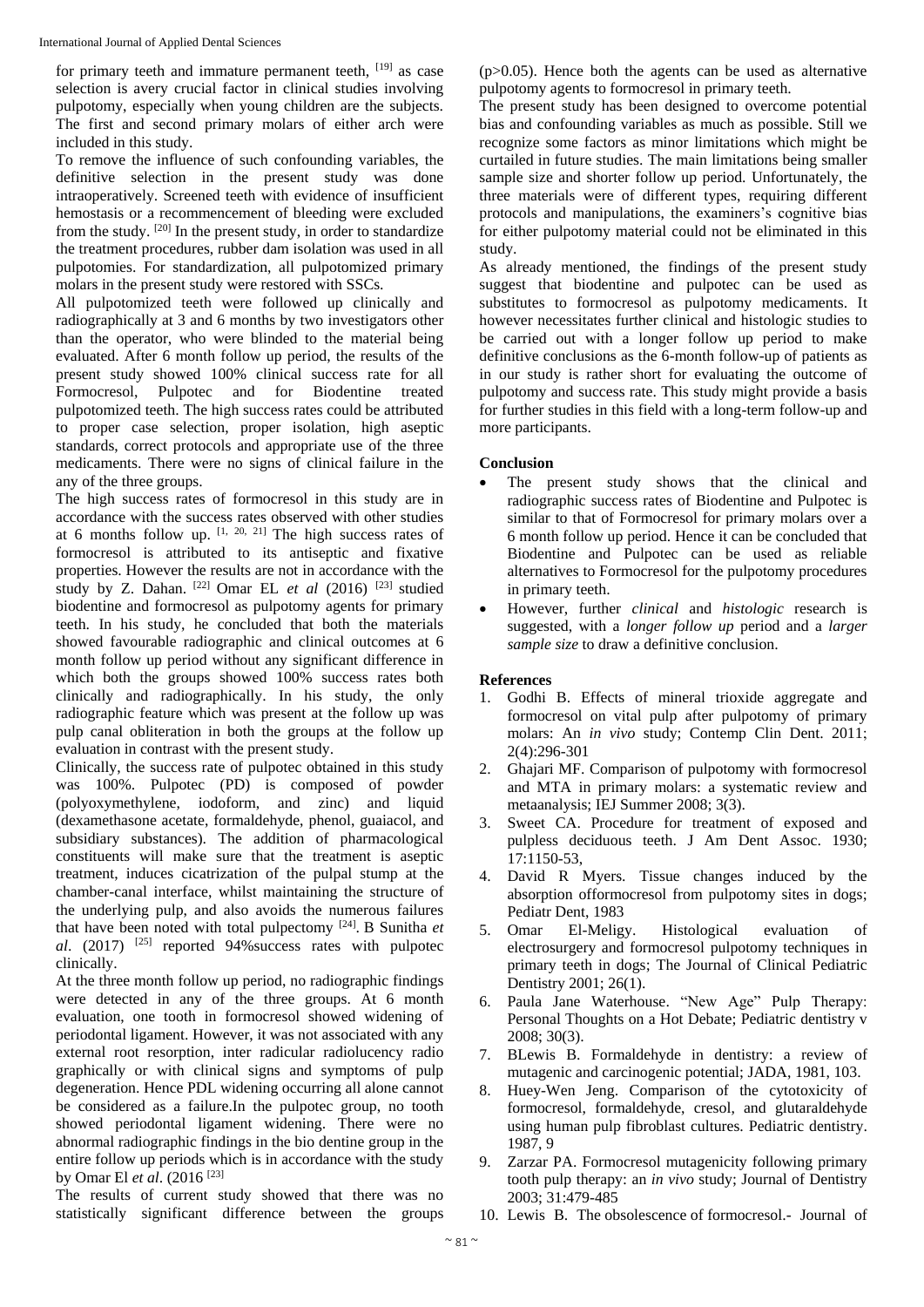for primary teeth and immature permanent teeth, [19] as case selection is avery crucial factor in clinical studies involving pulpotomy, especially when young children are the subjects. The first and second primary molars of either arch were included in this study.

To remove the influence of such confounding variables, the definitive selection in the present study was done intraoperatively. Screened teeth with evidence of insufficient hemostasis or a recommencement of bleeding were excluded from the study. [20] In the present study, in order to standardize the treatment procedures, rubber dam isolation was used in all pulpotomies. For standardization, all pulpotomized primary molars in the present study were restored with SSCs.

All pulpotomized teeth were followed up clinically and radiographically at 3 and 6 months by two investigators other than the operator, who were blinded to the material being evaluated. After 6 month follow up period, the results of the present study showed 100% clinical success rate for all Formocresol, Pulpotec and for Biodentine treated pulpotomized teeth. The high success rates could be attributed to proper case selection, proper isolation, high aseptic standards, correct protocols and appropriate use of the three medicaments. There were no signs of clinical failure in the any of the three groups.

The high success rates of formocresol in this study are in accordance with the success rates observed with other studies at 6 months follow up. [1, 20, 21] The high success rates of formocresol is attributed to its antiseptic and fixative properties. However the results are not in accordance with the study by Z. Dahan. [22] Omar EL *et al* (2016) [23] studied biodentine and formocresol as pulpotomy agents for primary teeth. In his study, he concluded that both the materials showed favourable radiographic and clinical outcomes at 6 month follow up period without any significant difference in which both the groups showed 100% success rates both clinically and radiographically. In his study, the only radiographic feature which was present at the follow up was pulp canal obliteration in both the groups at the follow up evaluation in contrast with the present study.

Clinically, the success rate of pulpotec obtained in this study was 100%. Pulpotec (PD) is composed of powder (polyoxymethylene, iodoform, and zinc) and liquid (dexamethasone acetate, formaldehyde, phenol, guaiacol, and subsidiary substances). The addition of pharmacological constituents will make sure that the treatment is aseptic treatment, induces cicatrization of the pulpal stump at the chamber-canal interface, whilst maintaining the structure of the underlying pulp, and also avoids the numerous failures that have been noted with total pulpectomy [24]. B Sunitha *et al*. (2017) [25] reported 94%success rates with pulpotec clinically.

At the three month follow up period, no radiographic findings were detected in any of the three groups. At 6 month evaluation, one tooth in formocresol showed widening of periodontal ligament. However, it was not associated with any external root resorption, inter radicular radiolucency radio graphically or with clinical signs and symptoms of pulp degeneration. Hence PDL widening occurring all alone cannot be considered as a failure.In the pulpotec group, no tooth showed periodontal ligament widening. There were no abnormal radiographic findings in the bio dentine group in the entire follow up periods which is in accordance with the study by Omar El *et al*. (2016 [23]

The results of current study showed that there was no statistically significant difference between the groups ($p>0.05$). Hence both the agents can be used as alternative pulpotomy agents to formocresol in primary teeth.

The present study has been designed to overcome potential bias and confounding variables as much as possible. Still we recognize some factors as minor limitations which might be curtailed in future studies. The main limitations being smaller sample size and shorter follow up period. Unfortunately, the three materials were of different types, requiring different protocols and manipulations, the examiners's cognitive bias for either pulpotomy material could not be eliminated in this study.

As already mentioned, the findings of the present study suggest that biodentine and pulpotec can be used as substitutes to formocresol as pulpotomy medicaments. It however necessitates further clinical and histologic studies to be carried out with a longer follow up period to make definitive conclusions as the 6-month follow-up of patients as in our study is rather short for evaluating the outcome of pulpotomy and success rate. This study might provide a basis for further studies in this field with a long-term follow-up and more participants.

## Conclusion

- The present study shows that the clinical and radiographic success rates of Biodentine and Pulpotec is similar to that of Formocresol for primary molars over a 6 month follow up period. Hence it can be concluded that Biodentine and Pulpotec can be used as reliable alternatives to Formocresol for the pulpotomy procedures in primary teeth.
- However, further *clinical* and *histologic* research is suggested, with a *longer follow up* period and a *larger sample size* to draw a definitive conclusion.

## References

1. Godhi B. Effects of mineral trioxide aggregate and formocresol on vital pulp after pulpotomy of primary molars: An *in vivo* study; Contemp Clin Dent. 2011; 2(4):296-301
2. Ghajari MF. Comparison of pulpotomy with formocresol and MTA in primary molars: a systematic review and metaanalysis; IEJ Summer 2008; 3(3).
3. Sweet CA. Procedure for treatment of exposed and pulpless deciduous teeth. J Am Dent Assoc. 1930; 17:1150-53,
4. David R Myers. Tissue changes induced by the absorption offormocresol from pulpotomy sites in dogs; Pediatr Dent, 1983
5. Omar El-Meligy. Histological evaluation of electrosurgery and formocresol pulpotomy techniques in primary teeth in dogs; The Journal of Clinical Pediatric Dentistry 2001; 26(1).
6. Paula Jane Waterhouse. "New Age" Pulp Therapy: Personal Thoughts on a Hot Debate; Pediatric dentistry v 2008; 30(3).
7. BLewis B. Formaldehyde in dentistry: a review of mutagenic and carcinogenic potential; JADA, 1981, 103.
8. Huey-Wen Jeng. Comparison of the cytotoxicity of formocresol, formaldehyde, cresol, and glutaraldehyde using human pulp fibroblast cultures. Pediatric dentistry. 1987, 9
9. Zarzar PA. Formocresol mutagenicity following primary tooth pulp therapy: an *in vivo* study; Journal of Dentistry 2003; 31:479-485
10. Lewis B. The obsolescence of formocresol.- Journal of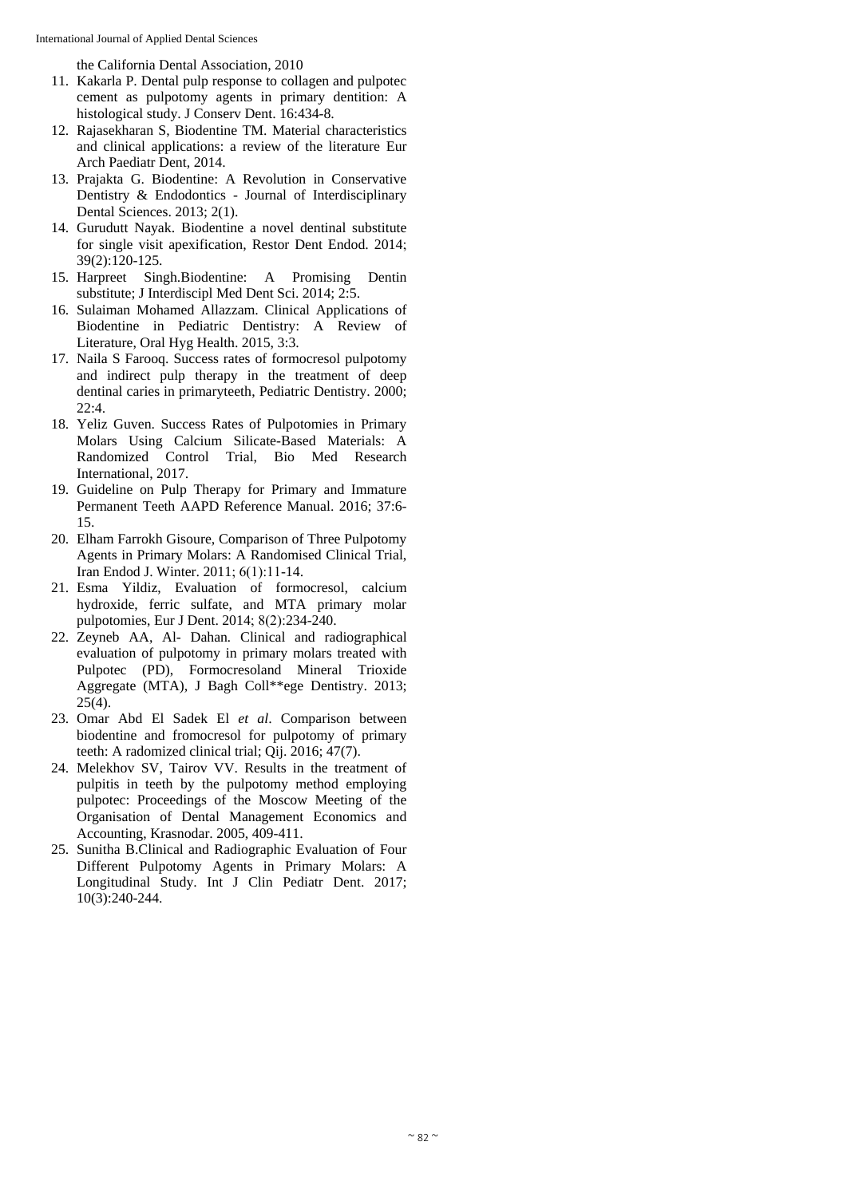the California Dental Association, 2010

11. Kakarla P. Dental pulp response to collagen and pulpotec cement as pulpotomy agents in primary dentition: A histological study. J Conserv Dent. 16:434-8.
12. Rajasekharan S, Biodentine TM. Material characteristics and clinical applications: a review of the literature Eur Arch Paediatr Dent, 2014.
13. Prajakta G. Biodentine: A Revolution in Conservative Dentistry & Endodontics - Journal of Interdisciplinary Dental Sciences. 2013; 2(1).
14. Gurudutt Nayak. Biodentine a novel dentinal substitute for single visit apexification, Restor Dent Endod. 2014; 39(2):120-125.
15. Harpreet Singh.Biodentine: A Promising Dentin substitute; J Interdiscipl Med Dent Sci. 2014; 2:5.
16. Sulaiman Mohamed Allazzam. Clinical Applications of Biodentine in Pediatric Dentistry: A Review of Literature, Oral Hyg Health. 2015, 3:3.
17. Naila S Farooq. Success rates of formocresol pulpotomy and indirect pulp therapy in the treatment of deep dentinal caries in primaryteeth, Pediatric Dentistry. 2000; 22:4.
18. Yeliz Guven. Success Rates of Pulpotomies in Primary Molars Using Calcium Silicate-Based Materials: A Randomized Control Trial, Bio Med Research International, 2017.
19. Guideline on Pulp Therapy for Primary and Immature Permanent Teeth AAPD Reference Manual. 2016; 37:6-15.
20. Elham Farrokh Gisoure, Comparison of Three Pulpotomy Agents in Primary Molars: A Randomised Clinical Trial, Iran Endod J. Winter. 2011; 6(1):11-14.
21. Esma Yildiz, Evaluation of formocresol, calcium hydroxide, ferric sulfate, and MTA primary molar pulpotomies, Eur J Dent. 2014; 8(2):234-240.
22. Zeyneb AA, Al- Dahan. Clinical and radiographical evaluation of pulpotomy in primary molars treated with Pulpotec (PD), Formocresoland Mineral Trioxide Aggregate (MTA), J Bagh Coll**ege Dentistry. 2013; 25(4).
23. Omar Abd El Sadek El *et al*. Comparison between biodentine and fromocresol for pulpotomy of primary teeth: A radomized clinical trial; Qij. 2016; 47(7).
24. Melekhov SV, Tairov VV. Results in the treatment of pulpitis in teeth by the pulpotomy method employing pulpotec: Proceedings of the Moscow Meeting of the Organisation of Dental Management Economics and Accounting, Krasnodar. 2005, 409-411.
25. Sunitha B.Clinical and Radiographic Evaluation of Four Different Pulpotomy Agents in Primary Molars: A Longitudinal Study. Int J Clin Pediatr Dent. 2017; 10(3):240-244.